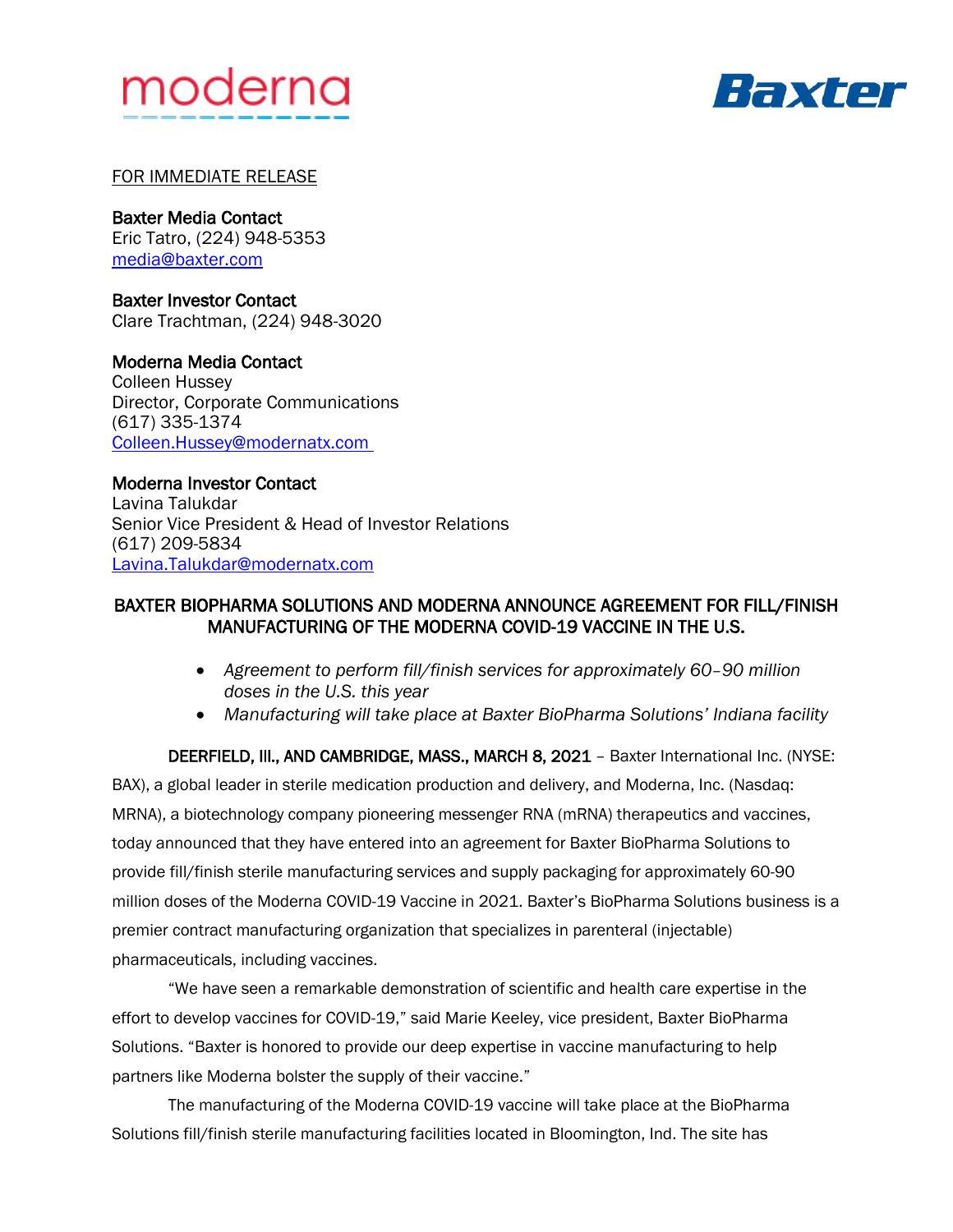moderna

Baxter

FOR IMMEDIATE RELEASE

**Baxter Media Contact**
Eric Tatro, (224) 948-5353
media@baxter.com

**Baxter Investor Contact**
Clare Trachtman, (224) 948-3020

**Moderna Media Contact**
Colleen Hussey
Director, Corporate Communications
(617) 335-1374
Colleen.Hussey@modernatx.com

**Moderna Investor Contact**
Lavina Talukdar
Senior Vice President & Head of Investor Relations
(617) 209-5834
Lavina.Talukdar@modernatx.com

# BAXTER BIOPHARMA SOLUTIONS AND MODERNA ANNOUNCE AGREEMENT FOR FILL/FINISH MANUFACTURING OF THE MODERNA COVID-19 VACCINE IN THE U.S.

- *Agreement to perform fill/finish services for approximately 60–90 million doses in the U.S. this year*
- *Manufacturing will take place at Baxter BioPharma Solutions' Indiana facility*

**DEERFIELD, Ill., AND CAMBRIDGE, MASS., MARCH 8, 2021** – Baxter International Inc. (NYSE: BAX), a global leader in sterile medication production and delivery, and Moderna, Inc. (Nasdaq: MRNA), a biotechnology company pioneering messenger RNA (mRNA) therapeutics and vaccines, today announced that they have entered into an agreement for Baxter BioPharma Solutions to provide fill/finish sterile manufacturing services and supply packaging for approximately 60-90 million doses of the Moderna COVID-19 Vaccine in 2021. Baxter's BioPharma Solutions business is a premier contract manufacturing organization that specializes in parenteral (injectable) pharmaceuticals, including vaccines.

"We have seen a remarkable demonstration of scientific and health care expertise in the effort to develop vaccines for COVID-19," said Marie Keeley, vice president, Baxter BioPharma Solutions. "Baxter is honored to provide our deep expertise in vaccine manufacturing to help partners like Moderna bolster the supply of their vaccine."

The manufacturing of the Moderna COVID-19 vaccine will take place at the BioPharma Solutions fill/finish sterile manufacturing facilities located in Bloomington, Ind. The site has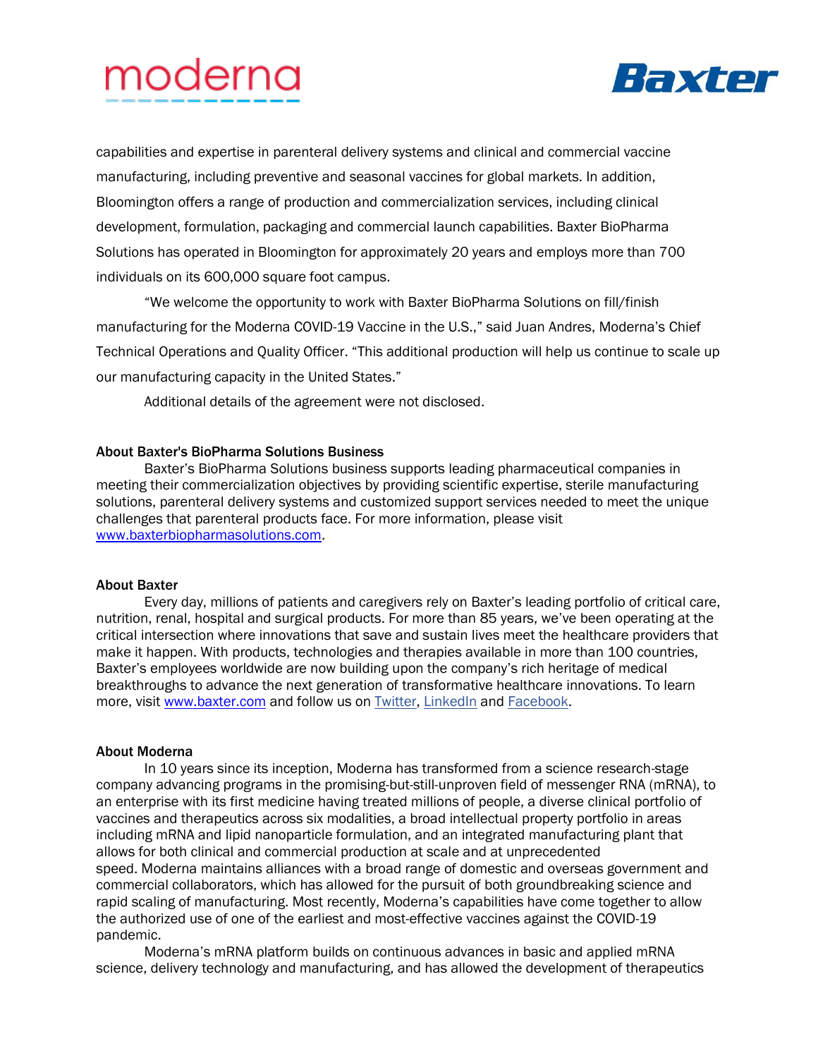capabilities and expertise in parenteral delivery systems and clinical and commercial vaccine manufacturing, including preventive and seasonal vaccines for global markets. In addition, Bloomington offers a range of production and commercialization services, including clinical development, formulation, packaging and commercial launch capabilities. Baxter BioPharma Solutions has operated in Bloomington for approximately 20 years and employs more than 700 individuals on its 600,000 square foot campus.

"We welcome the opportunity to work with Baxter BioPharma Solutions on fill/finish manufacturing for the Moderna COVID-19 Vaccine in the U.S.," said Juan Andres, Moderna's Chief Technical Operations and Quality Officer. "This additional production will help us continue to scale up our manufacturing capacity in the United States."

Additional details of the agreement were not disclosed.

**About Baxter's BioPharma Solutions Business**

Baxter's BioPharma Solutions business supports leading pharmaceutical companies in meeting their commercialization objectives by providing scientific expertise, sterile manufacturing solutions, parenteral delivery systems and customized support services needed to meet the unique challenges that parenteral products face. For more information, please visit www.baxterbiopharmasolutions.com.

**About Baxter**

Every day, millions of patients and caregivers rely on Baxter's leading portfolio of critical care, nutrition, renal, hospital and surgical products. For more than 85 years, we've been operating at the critical intersection where innovations that save and sustain lives meet the healthcare providers that make it happen. With products, technologies and therapies available in more than 100 countries, Baxter's employees worldwide are now building upon the company's rich heritage of medical breakthroughs to advance the next generation of transformative healthcare innovations. To learn more, visit www.baxter.com and follow us on Twitter, LinkedIn and Facebook.

**About Moderna**

In 10 years since its inception, Moderna has transformed from a science research-stage company advancing programs in the promising-but-still-unproven field of messenger RNA (mRNA), to an enterprise with its first medicine having treated millions of people, a diverse clinical portfolio of vaccines and therapeutics across six modalities, a broad intellectual property portfolio in areas including mRNA and lipid nanoparticle formulation, and an integrated manufacturing plant that allows for both clinical and commercial production at scale and at unprecedented speed. Moderna maintains alliances with a broad range of domestic and overseas government and commercial collaborators, which has allowed for the pursuit of both groundbreaking science and rapid scaling of manufacturing. Most recently, Moderna's capabilities have come together to allow the authorized use of one of the earliest and most-effective vaccines against the COVID-19 pandemic.

Moderna's mRNA platform builds on continuous advances in basic and applied mRNA science, delivery technology and manufacturing, and has allowed the development of therapeutics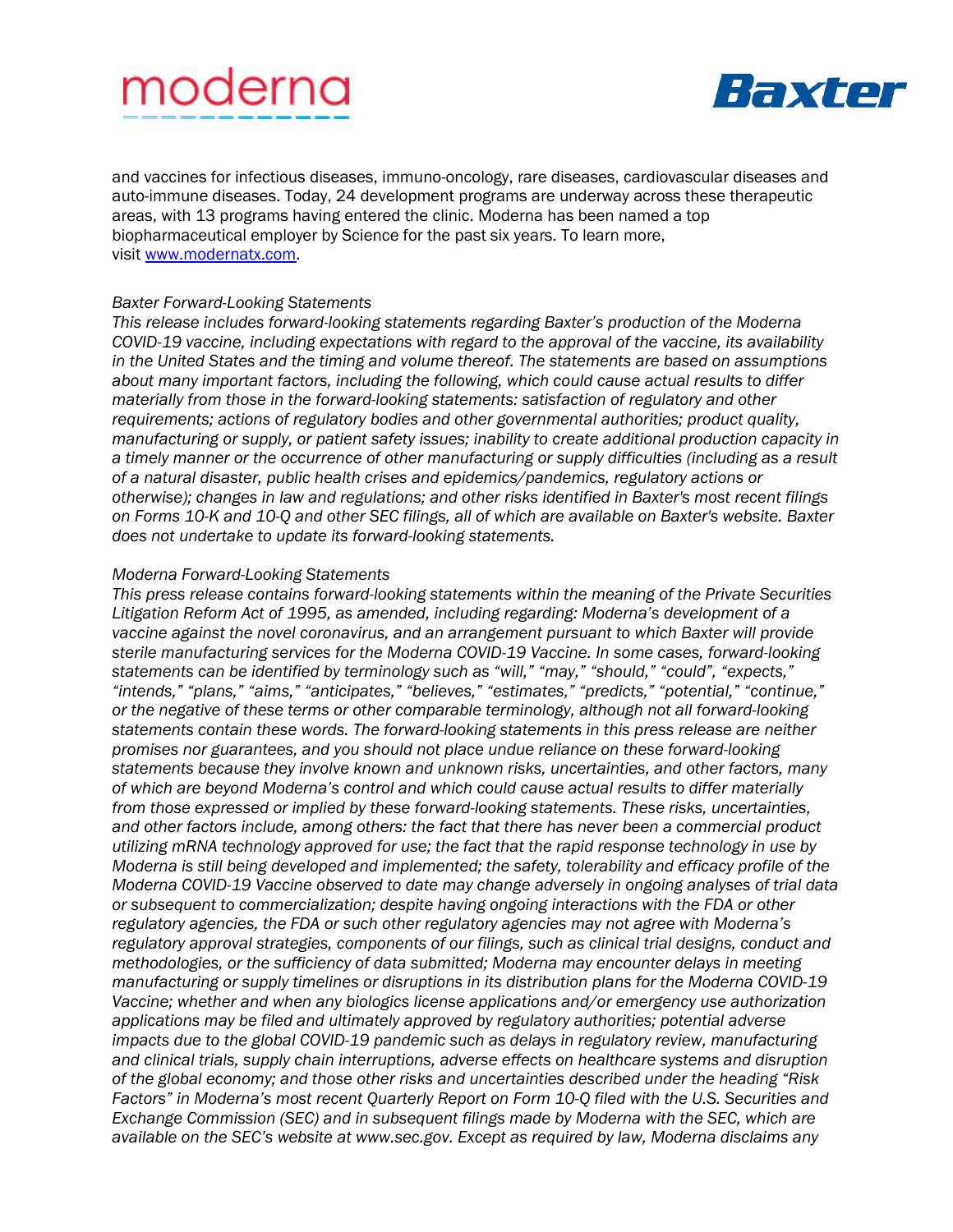and vaccines for infectious diseases, immuno-oncology, rare diseases, cardiovascular diseases and auto-immune diseases. Today, 24 development programs are underway across these therapeutic areas, with 13 programs having entered the clinic. Moderna has been named a top biopharmaceutical employer by Science for the past six years. To learn more, visit [www.modernatx.com](http://www.modernatx.com).

*Baxter Forward-Looking Statements*

*This release includes forward-looking statements regarding Baxter's production of the Moderna COVID-19 vaccine, including expectations with regard to the approval of the vaccine, its availability in the United States and the timing and volume thereof. The statements are based on assumptions about many important factors, including the following, which could cause actual results to differ materially from those in the forward-looking statements: satisfaction of regulatory and other requirements; actions of regulatory bodies and other governmental authorities; product quality, manufacturing or supply, or patient safety issues; inability to create additional production capacity in a timely manner or the occurrence of other manufacturing or supply difficulties (including as a result of a natural disaster, public health crises and epidemics/pandemics, regulatory actions or otherwise); changes in law and regulations; and other risks identified in Baxter's most recent filings on Forms 10-K and 10-Q and other SEC filings, all of which are available on Baxter's website. Baxter does not undertake to update its forward-looking statements.*

*Moderna Forward-Looking Statements*

*This press release contains forward-looking statements within the meaning of the Private Securities Litigation Reform Act of 1995, as amended, including regarding: Moderna's development of a vaccine against the novel coronavirus, and an arrangement pursuant to which Baxter will provide sterile manufacturing services for the Moderna COVID-19 Vaccine. In some cases, forward-looking statements can be identified by terminology such as "will," "may," "should," "could", "expects," "intends," "plans," "aims," "anticipates," "believes," "estimates," "predicts," "potential," "continue," or the negative of these terms or other comparable terminology, although not all forward-looking statements contain these words. The forward-looking statements in this press release are neither promises nor guarantees, and you should not place undue reliance on these forward-looking statements because they involve known and unknown risks, uncertainties, and other factors, many of which are beyond Moderna's control and which could cause actual results to differ materially from those expressed or implied by these forward-looking statements. These risks, uncertainties, and other factors include, among others: the fact that there has never been a commercial product utilizing mRNA technology approved for use; the fact that the rapid response technology in use by Moderna is still being developed and implemented; the safety, tolerability and efficacy profile of the Moderna COVID-19 Vaccine observed to date may change adversely in ongoing analyses of trial data or subsequent to commercialization; despite having ongoing interactions with the FDA or other regulatory agencies, the FDA or such other regulatory agencies may not agree with Moderna's regulatory approval strategies, components of our filings, such as clinical trial designs, conduct and methodologies, or the sufficiency of data submitted; Moderna may encounter delays in meeting manufacturing or supply timelines or disruptions in its distribution plans for the Moderna COVID-19 Vaccine; whether and when any biologics license applications and/or emergency use authorization applications may be filed and ultimately approved by regulatory authorities; potential adverse impacts due to the global COVID-19 pandemic such as delays in regulatory review, manufacturing and clinical trials, supply chain interruptions, adverse effects on healthcare systems and disruption of the global economy; and those other risks and uncertainties described under the heading "Risk Factors" in Moderna's most recent Quarterly Report on Form 10-Q filed with the U.S. Securities and Exchange Commission (SEC) and in subsequent filings made by Moderna with the SEC, which are available on the SEC's website at www.sec.gov. Except as required by law, Moderna disclaims any*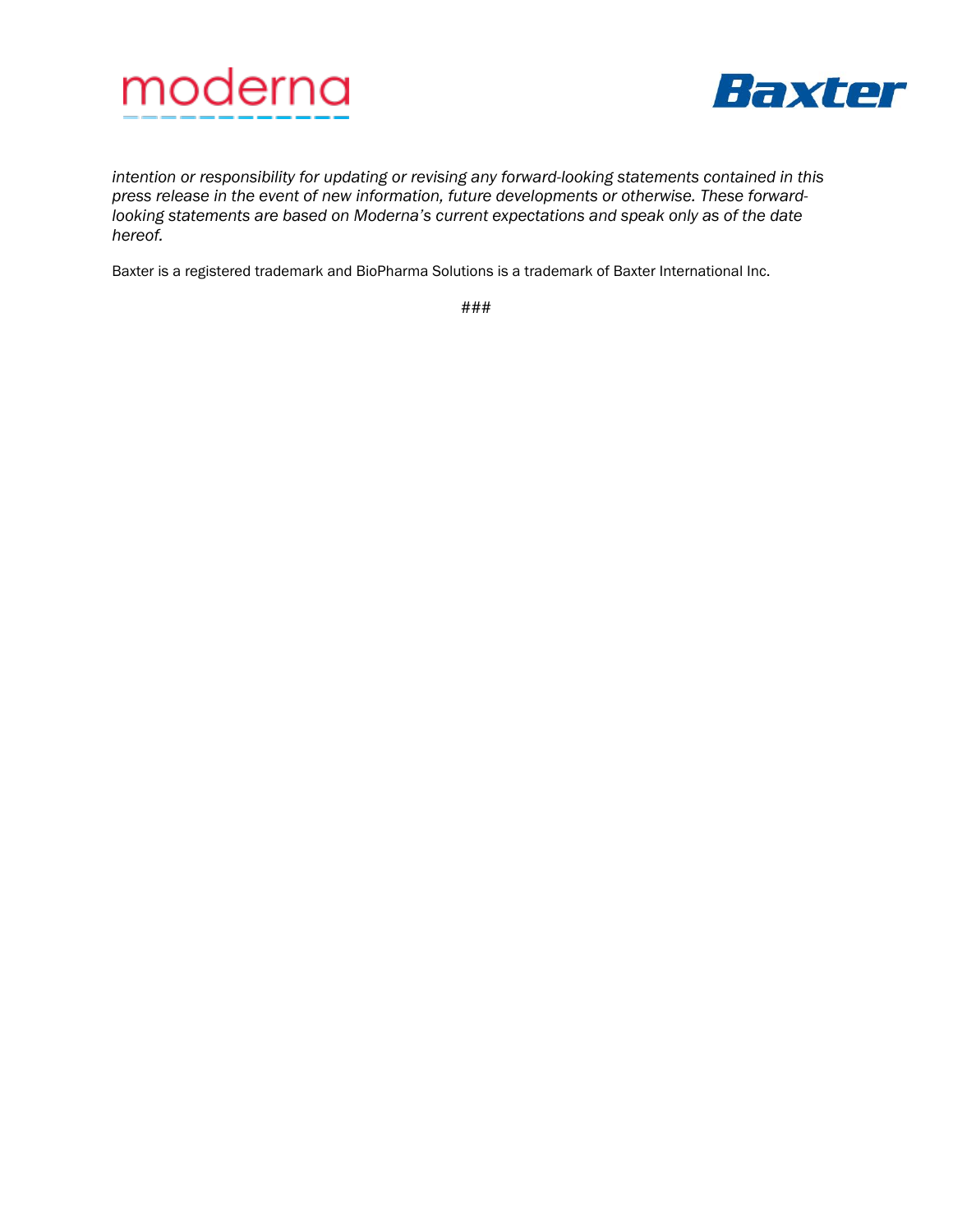*intention or responsibility for updating or revising any forward-looking statements contained in this press release in the event of new information, future developments or otherwise. These forward-looking statements are based on Moderna's current expectations and speak only as of the date hereof.*

Baxter is a registered trademark and BioPharma Solutions is a trademark of Baxter International Inc.

###